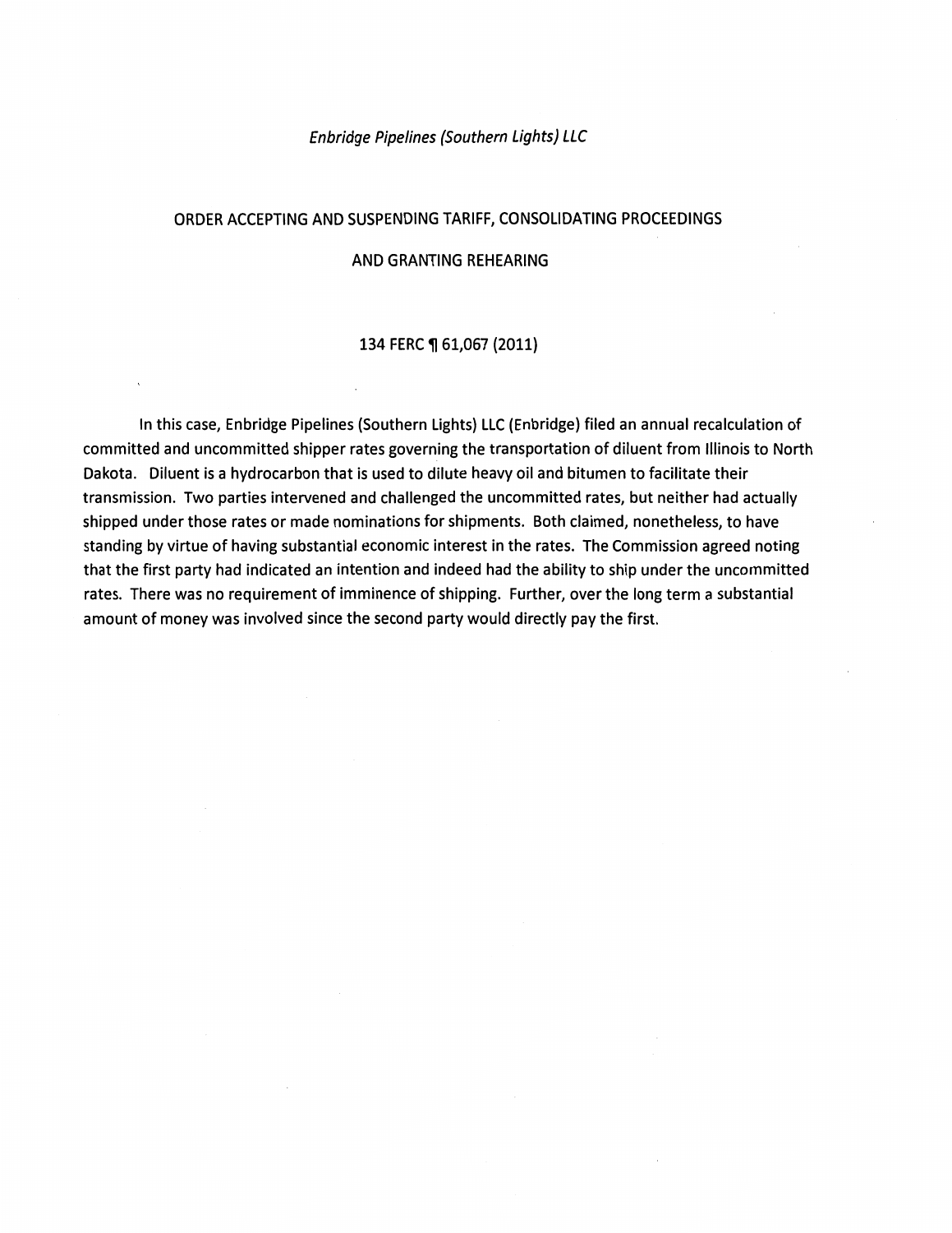*Enbridge Pipelines (Southern Lights) LLC*

# ORDER ACCEPTING AND SUSPENDING TARIFF, CONSOLIDATING PROCEEDINGS AND GRANTING REHEARING

134 FERC ¶ 61,067 (2011)

In this case, Enbridge Pipelines (Southern Lights) LLC (Enbridge) filed an annual recalculation of committed and uncommitted shipper rates governing the transportation of diluent from Illinois to North Dakota. Diluent is a hydrocarbon that is used to dilute heavy oil and bitumen to facilitate their transmission. Two parties intervened and challenged the uncommitted rates, but neither had actually shipped under those rates or made nominations for shipments. Both claimed, nonetheless, to have standing by virtue of having substantial economic interest in the rates. The Commission agreed noting that the first party had indicated an intention and indeed had the ability to ship under the uncommitted rates. There was no requirement of imminence of shipping. Further, over the long term a substantial amount of money was involved since the second party would directly pay the first.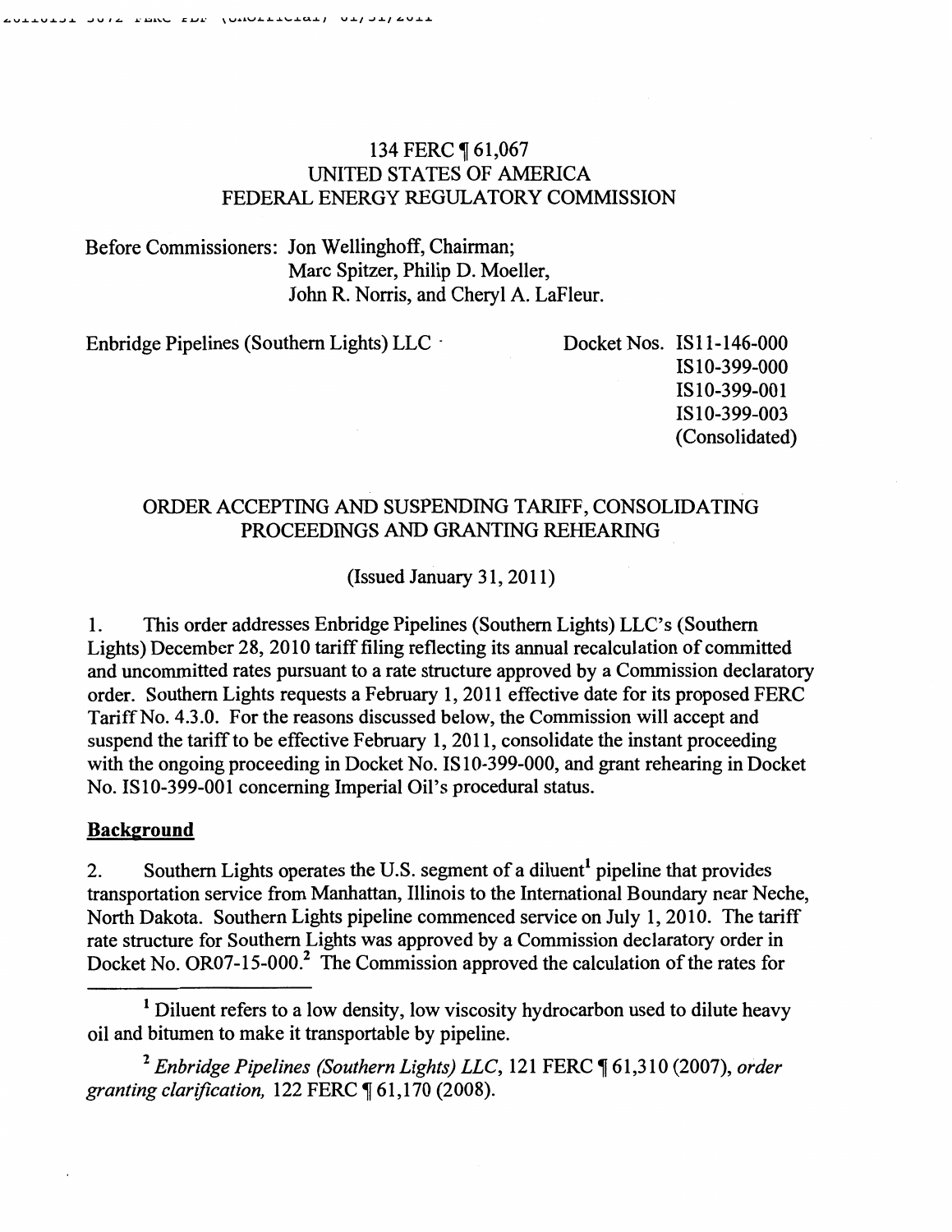134 FERC ¶ 61,067
UNITED STATES OF AMERICA
FEDERAL ENERGY REGULATORY COMMISSION

Before Commissioners: Jon Wellinghoff, Chairman;
Marc Spitzer, Philip D. Moeller,
John R. Norris, and Cheryl A. LaFleur.

Enbridge Pipelines (Southern Lights) LLC

Docket Nos. IS11-146-000
IS10-399-000
IS10-399-001
IS10-399-003
(Consolidated)

ORDER ACCEPTING AND SUSPENDING TARIFF, CONSOLIDATING PROCEEDINGS AND GRANTING REHEARING

(Issued January 31, 2011)

1. This order addresses Enbridge Pipelines (Southern Lights) LLC's (Southern Lights) December 28, 2010 tariff filing reflecting its annual recalculation of committed and uncommitted rates pursuant to a rate structure approved by a Commission declaratory order. Southern Lights requests a February 1, 2011 effective date for its proposed FERC Tariff No. 4.3.0. For the reasons discussed below, the Commission will accept and suspend the tariff to be effective February 1, 2011, consolidate the instant proceeding with the ongoing proceeding in Docket No. IS10-399-000, and grant rehearing in Docket No. IS10-399-001 concerning Imperial Oil's procedural status.

## Background

2. Southern Lights operates the U.S. segment of a diluent[1] pipeline that provides transportation service from Manhattan, Illinois to the International Boundary near Neche, North Dakota. Southern Lights pipeline commenced service on July 1, 2010. The tariff rate structure for Southern Lights was approved by a Commission declaratory order in Docket No. OR07-15-000.[2] The Commission approved the calculation of the rates for

[1] Diluent refers to a low density, low viscosity hydrocarbon used to dilute heavy oil and bitumen to make it transportable by pipeline.

[2] *Enbridge Pipelines (Southern Lights) LLC*, 121 FERC ¶ 61,310 (2007), *order granting clarification,* 122 FERC ¶ 61,170 (2008).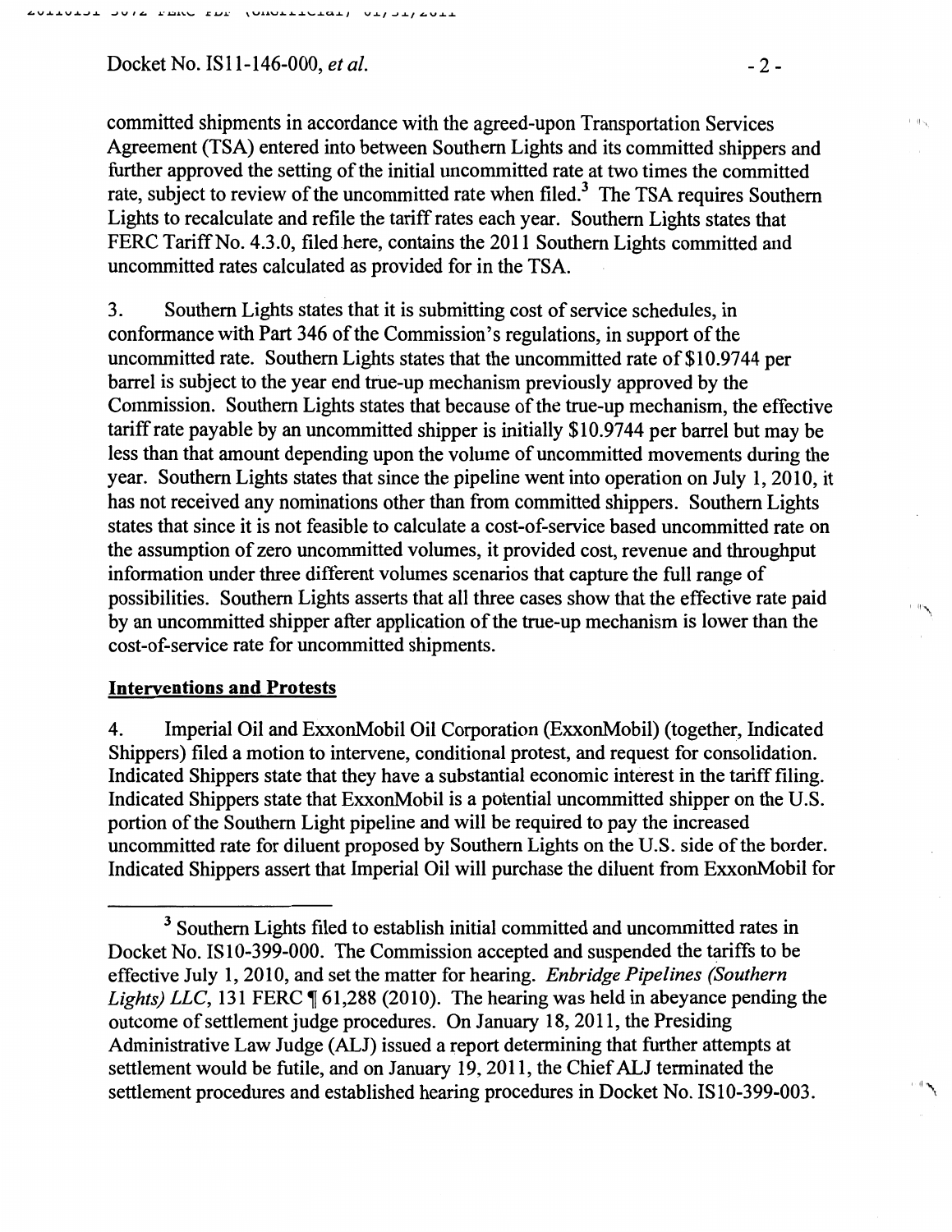committed shipments in accordance with the agreed-upon Transportation Services Agreement (TSA) entered into between Southern Lights and its committed shippers and further approved the setting of the initial uncommitted rate at two times the committed rate, subject to review of the uncommitted rate when filed.[3] The TSA requires Southern Lights to recalculate and refile the tariff rates each year. Southern Lights states that FERC Tariff No. 4.3.0, filed here, contains the 2011 Southern Lights committed and uncommitted rates calculated as provided for in the TSA.

3. Southern Lights states that it is submitting cost of service schedules, in conformance with Part 346 of the Commission's regulations, in support of the uncommitted rate. Southern Lights states that the uncommitted rate of $10.9744 per barrel is subject to the year end true-up mechanism previously approved by the Commission. Southern Lights states that because of the true-up mechanism, the effective tariff rate payable by an uncommitted shipper is initially $10.9744 per barrel but may be less than that amount depending upon the volume of uncommitted movements during the year. Southern Lights states that since the pipeline went into operation on July 1, 2010, it has not received any nominations other than from committed shippers. Southern Lights states that since it is not feasible to calculate a cost-of-service based uncommitted rate on the assumption of zero uncommitted volumes, it provided cost, revenue and throughput information under three different volumes scenarios that capture the full range of possibilities. Southern Lights asserts that all three cases show that the effective rate paid by an uncommitted shipper after application of the true-up mechanism is lower than the cost-of-service rate for uncommitted shipments.

## Interventions and Protests

4. Imperial Oil and ExxonMobil Oil Corporation (ExxonMobil) (together, Indicated Shippers) filed a motion to intervene, conditional protest, and request for consolidation. Indicated Shippers state that they have a substantial economic interest in the tariff filing. Indicated Shippers state that ExxonMobil is a potential uncommitted shipper on the U.S. portion of the Southern Light pipeline and will be required to pay the increased uncommitted rate for diluent proposed by Southern Lights on the U.S. side of the border. Indicated Shippers assert that Imperial Oil will purchase the diluent from ExxonMobil for

---

[3] Southern Lights filed to establish initial committed and uncommitted rates in Docket No. IS10-399-000. The Commission accepted and suspended the tariffs to be effective July 1, 2010, and set the matter for hearing. *Enbridge Pipelines (Southern Lights) LLC*, 131 FERC ¶ 61,288 (2010). The hearing was held in abeyance pending the outcome of settlement judge procedures. On January 18, 2011, the Presiding Administrative Law Judge (ALJ) issued a report determining that further attempts at settlement would be futile, and on January 19, 2011, the Chief ALJ terminated the settlement procedures and established hearing procedures in Docket No. IS10-399-003.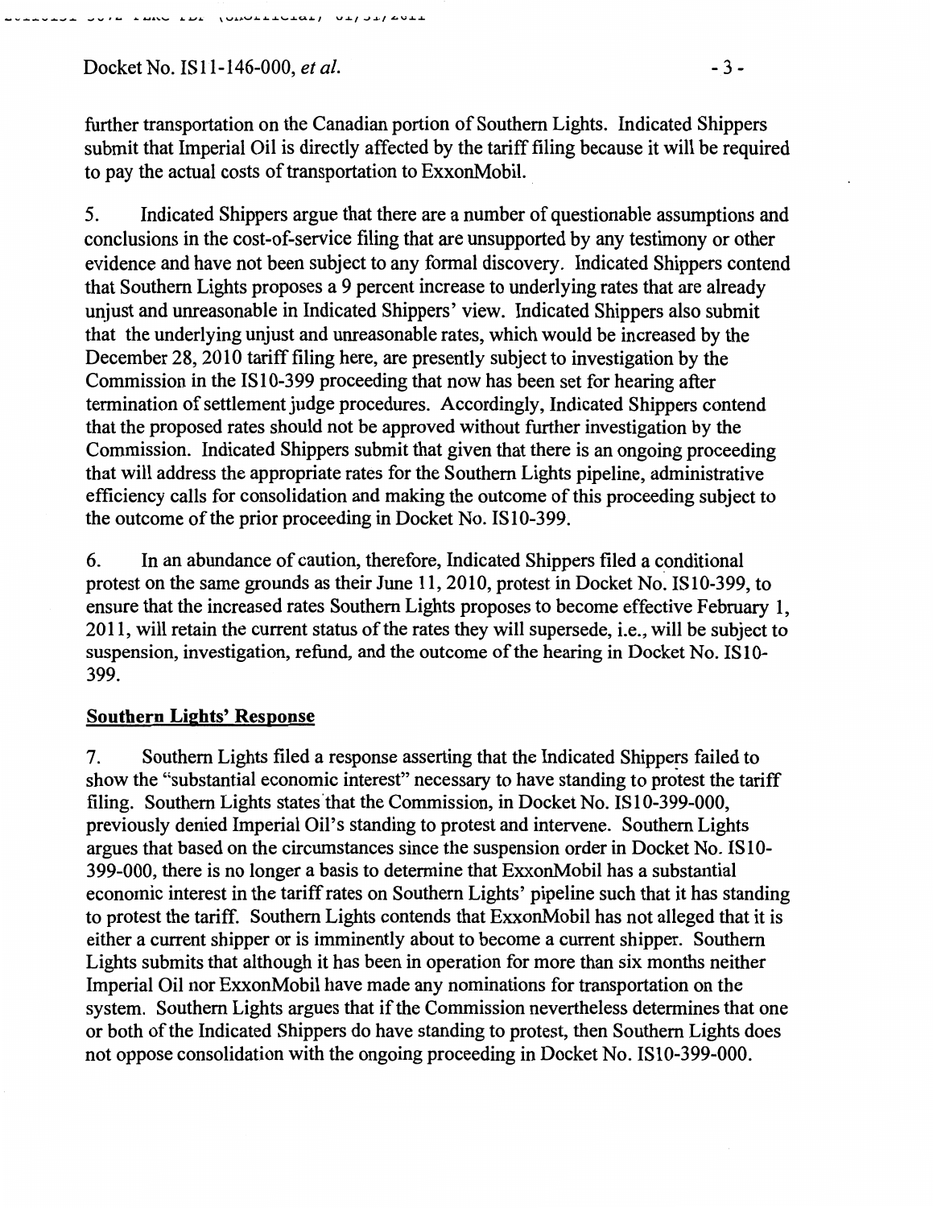further transportation on the Canadian portion of Southern Lights. Indicated Shippers submit that Imperial Oil is directly affected by the tariff filing because it will be required to pay the actual costs of transportation to ExxonMobil.

5. Indicated Shippers argue that there are a number of questionable assumptions and conclusions in the cost-of-service filing that are unsupported by any testimony or other evidence and have not been subject to any formal discovery. Indicated Shippers contend that Southern Lights proposes a 9 percent increase to underlying rates that are already unjust and unreasonable in Indicated Shippers' view. Indicated Shippers also submit that the underlying unjust and unreasonable rates, which would be increased by the December 28, 2010 tariff filing here, are presently subject to investigation by the Commission in the IS10-399 proceeding that now has been set for hearing after termination of settlement judge procedures. Accordingly, Indicated Shippers contend that the proposed rates should not be approved without further investigation by the Commission. Indicated Shippers submit that given that there is an ongoing proceeding that will address the appropriate rates for the Southern Lights pipeline, administrative efficiency calls for consolidation and making the outcome of this proceeding subject to the outcome of the prior proceeding in Docket No. IS10-399.

6. In an abundance of caution, therefore, Indicated Shippers filed a conditional protest on the same grounds as their June 11, 2010, protest in Docket No. IS10-399, to ensure that the increased rates Southern Lights proposes to become effective February 1, 2011, will retain the current status of the rates they will supersede, i.e., will be subject to suspension, investigation, refund, and the outcome of the hearing in Docket No. IS10-399.

**Southern Lights' Response**

7. Southern Lights filed a response asserting that the Indicated Shippers failed to show the "substantial economic interest" necessary to have standing to protest the tariff filing. Southern Lights states that the Commission, in Docket No. IS10-399-000, previously denied Imperial Oil's standing to protest and intervene. Southern Lights argues that based on the circumstances since the suspension order in Docket No. IS10-399-000, there is no longer a basis to determine that ExxonMobil has a substantial economic interest in the tariff rates on Southern Lights' pipeline such that it has standing to protest the tariff. Southern Lights contends that ExxonMobil has not alleged that it is either a current shipper or is imminently about to become a current shipper. Southern Lights submits that although it has been in operation for more than six months neither Imperial Oil nor ExxonMobil have made any nominations for transportation on the system. Southern Lights argues that if the Commission nevertheless determines that one or both of the Indicated Shippers do have standing to protest, then Southern Lights does not oppose consolidation with the ongoing proceeding in Docket No. IS10-399-000.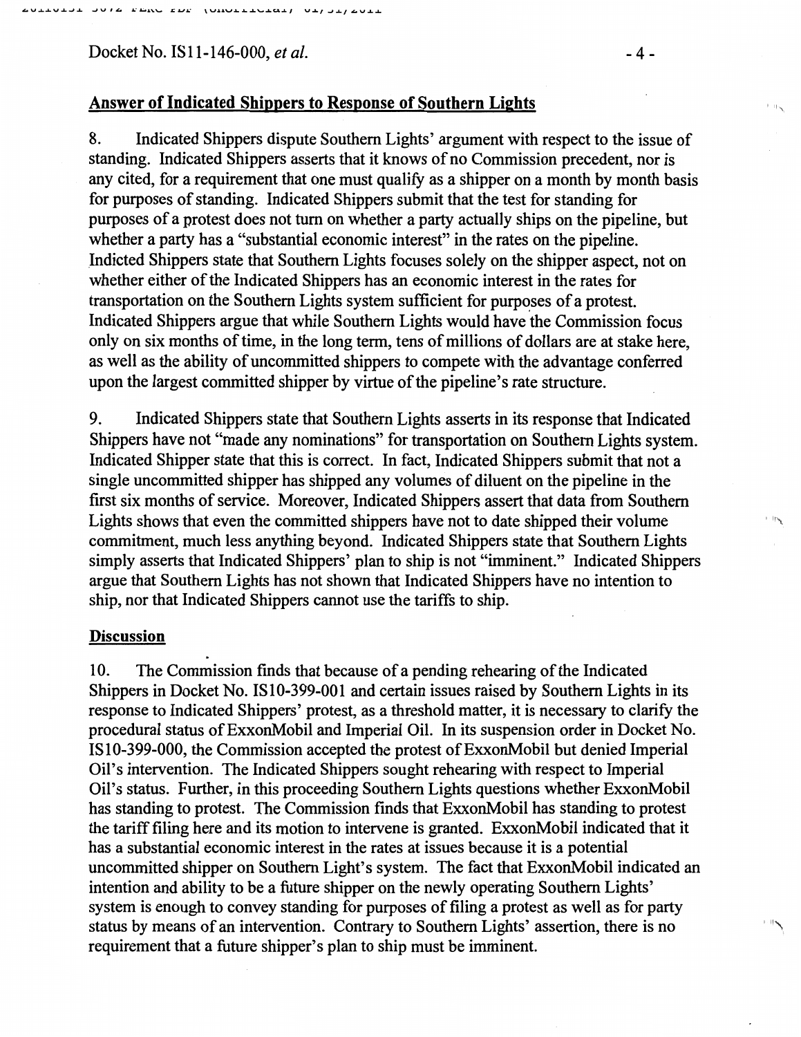## Answer of Indicated Shippers to Response of Southern Lights

8. Indicated Shippers dispute Southern Lights' argument with respect to the issue of standing. Indicated Shippers asserts that it knows of no Commission precedent, nor is any cited, for a requirement that one must qualify as a shipper on a month by month basis for purposes of standing. Indicated Shippers submit that the test for standing for purposes of a protest does not turn on whether a party actually ships on the pipeline, but whether a party has a "substantial economic interest" in the rates on the pipeline. Indicted Shippers state that Southern Lights focuses solely on the shipper aspect, not on whether either of the Indicated Shippers has an economic interest in the rates for transportation on the Southern Lights system sufficient for purposes of a protest. Indicated Shippers argue that while Southern Lights would have the Commission focus only on six months of time, in the long term, tens of millions of dollars are at stake here, as well as the ability of uncommitted shippers to compete with the advantage conferred upon the largest committed shipper by virtue of the pipeline's rate structure.

9. Indicated Shippers state that Southern Lights asserts in its response that Indicated Shippers have not "made any nominations" for transportation on Southern Lights system. Indicated Shipper state that this is correct. In fact, Indicated Shippers submit that not a single uncommitted shipper has shipped any volumes of diluent on the pipeline in the first six months of service. Moreover, Indicated Shippers assert that data from Southern Lights shows that even the committed shippers have not to date shipped their volume commitment, much less anything beyond. Indicated Shippers state that Southern Lights simply asserts that Indicated Shippers' plan to ship is not "imminent." Indicated Shippers argue that Southern Lights has not shown that Indicated Shippers have no intention to ship, nor that Indicated Shippers cannot use the tariffs to ship.

## Discussion

10. The Commission finds that because of a pending rehearing of the Indicated Shippers in Docket No. IS10-399-001 and certain issues raised by Southern Lights in its response to Indicated Shippers' protest, as a threshold matter, it is necessary to clarify the procedural status of ExxonMobil and Imperial Oil. In its suspension order in Docket No. IS10-399-000, the Commission accepted the protest of ExxonMobil but denied Imperial Oil's intervention. The Indicated Shippers sought rehearing with respect to Imperial Oil's status. Further, in this proceeding Southern Lights questions whether ExxonMobil has standing to protest. The Commission finds that ExxonMobil has standing to protest the tariff filing here and its motion to intervene is granted. ExxonMobil indicated that it has a substantial economic interest in the rates at issues because it is a potential uncommitted shipper on Southern Light's system. The fact that ExxonMobil indicated an intention and ability to be a future shipper on the newly operating Southern Lights' system is enough to convey standing for purposes of filing a protest as well as for party status by means of an intervention. Contrary to Southern Lights' assertion, there is no requirement that a future shipper's plan to ship must be imminent.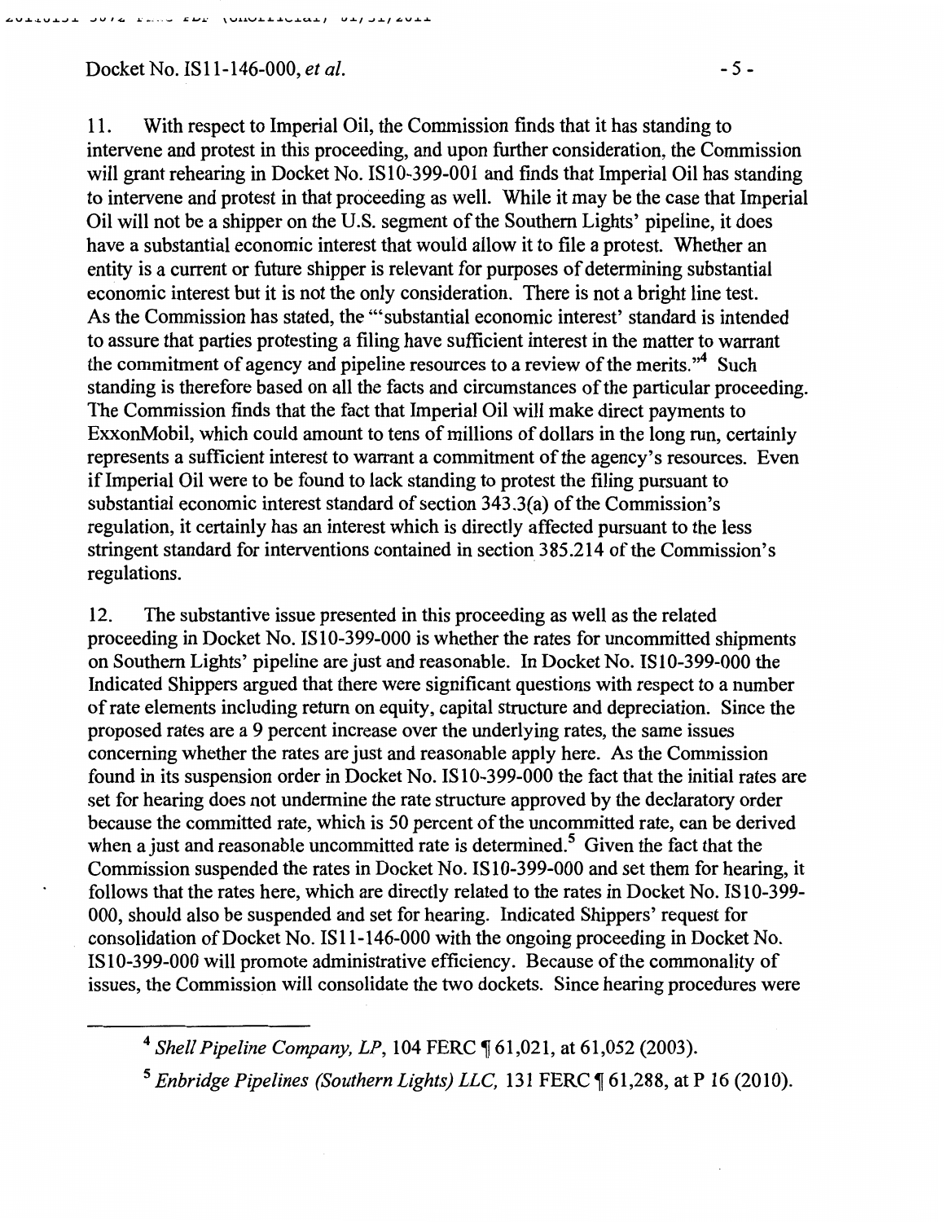11. With respect to Imperial Oil, the Commission finds that it has standing to intervene and protest in this proceeding, and upon further consideration, the Commission will grant rehearing in Docket No. IS10-399-001 and finds that Imperial Oil has standing to intervene and protest in that proceeding as well. While it may be the case that Imperial Oil will not be a shipper on the U.S. segment of the Southern Lights' pipeline, it does have a substantial economic interest that would allow it to file a protest. Whether an entity is a current or future shipper is relevant for purposes of determining substantial economic interest but it is not the only consideration. There is not a bright line test. As the Commission has stated, the "'substantial economic interest' standard is intended to assure that parties protesting a filing have sufficient interest in the matter to warrant the commitment of agency and pipeline resources to a review of the merits."[4] Such standing is therefore based on all the facts and circumstances of the particular proceeding. The Commission finds that the fact that Imperial Oil will make direct payments to ExxonMobil, which could amount to tens of millions of dollars in the long run, certainly represents a sufficient interest to warrant a commitment of the agency's resources. Even if Imperial Oil were to be found to lack standing to protest the filing pursuant to substantial economic interest standard of section 343.3(a) of the Commission's regulation, it certainly has an interest which is directly affected pursuant to the less stringent standard for interventions contained in section 385.214 of the Commission's regulations.

12. The substantive issue presented in this proceeding as well as the related proceeding in Docket No. IS10-399-000 is whether the rates for uncommitted shipments on Southern Lights' pipeline are just and reasonable. In Docket No. IS10-399-000 the Indicated Shippers argued that there were significant questions with respect to a number of rate elements including return on equity, capital structure and depreciation. Since the proposed rates are a 9 percent increase over the underlying rates, the same issues concerning whether the rates are just and reasonable apply here. As the Commission found in its suspension order in Docket No. IS10-399-000 the fact that the initial rates are set for hearing does not undermine the rate structure approved by the declaratory order because the committed rate, which is 50 percent of the uncommitted rate, can be derived when a just and reasonable uncommitted rate is determined.[5] Given the fact that the Commission suspended the rates in Docket No. IS10-399-000 and set them for hearing, it follows that the rates here, which are directly related to the rates in Docket No. IS10-399-000, should also be suspended and set for hearing. Indicated Shippers' request for consolidation of Docket No. IS11-146-000 with the ongoing proceeding in Docket No. IS10-399-000 will promote administrative efficiency. Because of the commonality of issues, the Commission will consolidate the two dockets. Since hearing procedures were

---

[4] *Shell Pipeline Company, LP*, 104 FERC ¶ 61,021, at 61,052 (2003).

[5] *Enbridge Pipelines (Southern Lights) LLC,* 131 FERC ¶ 61,288, at P 16 (2010).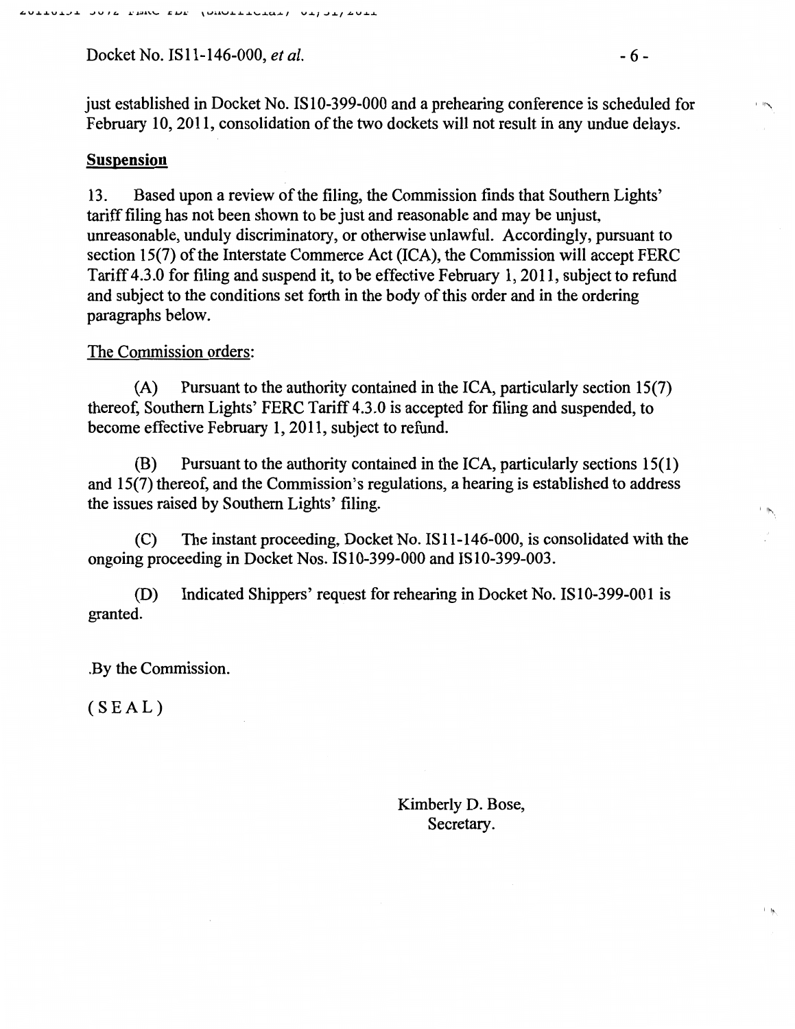just established in Docket No. IS10-399-000 and a prehearing conference is scheduled for February 10, 2011, consolidation of the two dockets will not result in any undue delays.

**Suspension**

13. Based upon a review of the filing, the Commission finds that Southern Lights' tariff filing has not been shown to be just and reasonable and may be unjust, unreasonable, unduly discriminatory, or otherwise unlawful. Accordingly, pursuant to section 15(7) of the Interstate Commerce Act (ICA), the Commission will accept FERC Tariff 4.3.0 for filing and suspend it, to be effective February 1, 2011, subject to refund and subject to the conditions set forth in the body of this order and in the ordering paragraphs below.

The Commission orders:

(A) Pursuant to the authority contained in the ICA, particularly section 15(7) thereof, Southern Lights' FERC Tariff 4.3.0 is accepted for filing and suspended, to become effective February 1, 2011, subject to refund.

(B) Pursuant to the authority contained in the ICA, particularly sections 15(1) and 15(7) thereof, and the Commission's regulations, a hearing is established to address the issues raised by Southern Lights' filing.

(C) The instant proceeding, Docket No. IS11-146-000, is consolidated with the ongoing proceeding in Docket Nos. IS10-399-000 and IS10-399-003.

(D) Indicated Shippers' request for rehearing in Docket No. IS10-399-001 is granted.

By the Commission.

( S E A L )

Kimberly D. Bose,
Secretary.